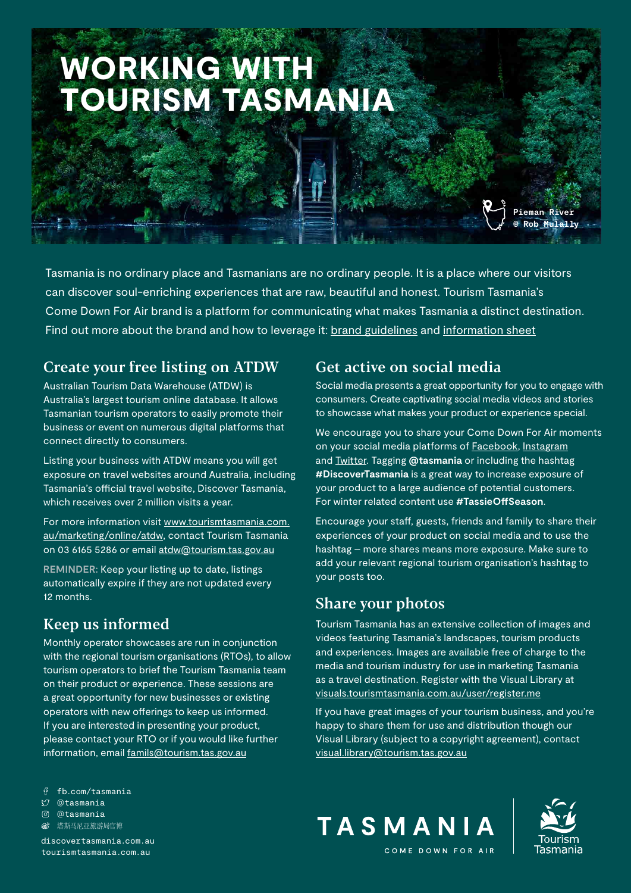# WORKING WITH TOURISM TASMANIA

Pieman River
© Rob Mulally

Tasmania is no ordinary place and Tasmanians are no ordinary people. It is a place where our visitors can discover soul-enriching experiences that are raw, beautiful and honest. Tourism Tasmania's Come Down For Air brand is a platform for communicating what makes Tasmania a distinct destination. Find out more about the brand and how to leverage it: brand guidelines and information sheet

## Create your free listing on ATDW

Australian Tourism Data Warehouse (ATDW) is Australia's largest tourism online database. It allows Tasmanian tourism operators to easily promote their business or event on numerous digital platforms that connect directly to consumers.

Listing your business with ATDW means you will get exposure on travel websites around Australia, including Tasmania's official travel website, Discover Tasmania, which receives over 2 million visits a year.

For more information visit www.tourismtasmania.com.au/marketing/online/atdw, contact Tourism Tasmania on 03 6165 5286 or email atdw@tourism.tas.gov.au

**REMINDER:** Keep your listing up to date, listings automatically expire if they are not updated every 12 months.

## Keep us informed

Monthly operator showcases are run in conjunction with the regional tourism organisations (RTOs), to allow tourism operators to brief the Tourism Tasmania team on their product or experience. These sessions are a great opportunity for new businesses or existing operators with new offerings to keep us informed. If you are interested in presenting your product, please contact your RTO or if you would like further information, email famils@tourism.tas.gov.au

## Get active on social media

Social media presents a great opportunity for you to engage with consumers. Create captivating social media videos and stories to showcase what makes your product or experience special.

We encourage you to share your Come Down For Air moments on your social media platforms of Facebook, Instagram and Twitter. Tagging **@tasmania** or including the hashtag **#DiscoverTasmania** is a great way to increase exposure of your product to a large audience of potential customers. For winter related content use **#TassieOffSeason**.

Encourage your staff, guests, friends and family to share their experiences of your product on social media and to use the hashtag – more shares means more exposure. Make sure to add your relevant regional tourism organisation's hashtag to your posts too.

## Share your photos

Tourism Tasmania has an extensive collection of images and videos featuring Tasmania's landscapes, tourism products and experiences. Images are available free of charge to the media and tourism industry for use in marketing Tasmania as a travel destination. Register with the Visual Library at visuals.tourismtasmania.com.au/user/register.me

If you have great images of your tourism business, and you're happy to share them for use and distribution though our Visual Library (subject to a copyright agreement), contact visual.library@tourism.tas.gov.au

fb.com/tasmania
@tasmania
@tasmania
塔斯马尼亚旅游局官博

discovertasmania.com.au
tourismtasmania.com.au

TASMANIA
COME DOWN FOR AIR

Tourism Tasmania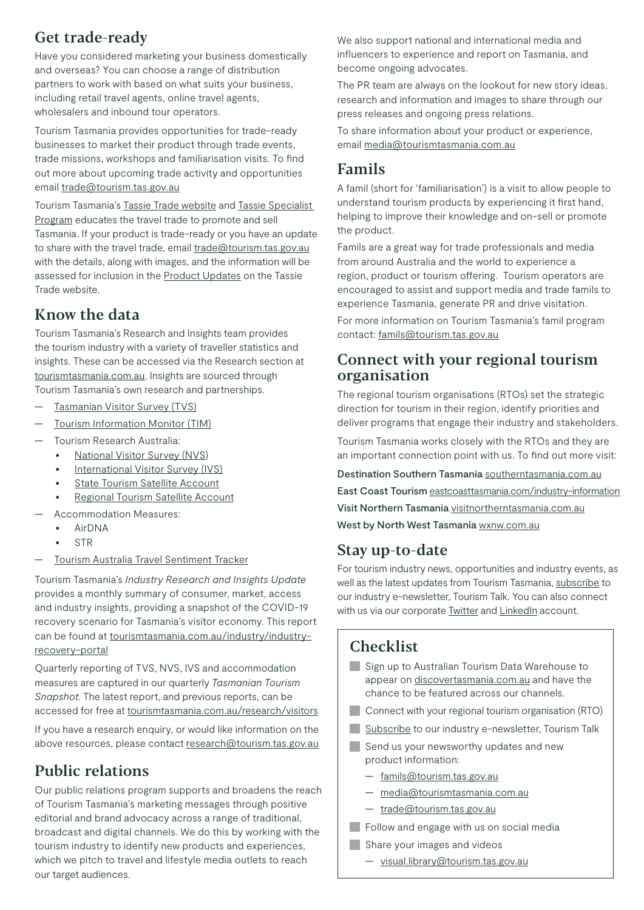## Get trade-ready

Have you considered marketing your business domestically and overseas? You can choose a range of distribution partners to work with based on what suits your business, including retail travel agents, online travel agents, wholesalers and inbound tour operators.

Tourism Tasmania provides opportunities for trade-ready businesses to market their product through trade events, trade missions, workshops and familiarisation visits. To find out more about upcoming trade activity and opportunities email trade@tourism.tas.gov.au

Tourism Tasmania's Tassie Trade website and Tassie Specialist Program educates the travel trade to promote and sell Tasmania. If your product is trade-ready or you have an update to share with the travel trade, email trade@tourism.tas.gov.au with the details, along with images, and the information will be assessed for inclusion in the Product Updates on the Tassie Trade website.

## Know the data

Tourism Tasmania's Research and Insights team provides the tourism industry with a variety of traveller statistics and insights. These can be accessed via the Research section at tourismtasmania.com.au. Insights are sourced through Tourism Tasmania's own research and partnerships.

- Tasmanian Visitor Survey (TVS)
- Tourism Information Monitor (TIM)
- Tourism Research Australia:
  - National Visitor Survey (NVS)
  - International Visitor Survey (IVS)
  - State Tourism Satellite Account
  - Regional Tourism Satellite Account
- Accommodation Measures:
  - AirDNA
  - STR
- Tourism Australia Travel Sentiment Tracker

Tourism Tasmania's *Industry Research and Insights Update* provides a monthly summary of consumer, market, access and industry insights, providing a snapshot of the COVID-19 recovery scenario for Tasmania's visitor economy. This report can be found at tourismtasmania.com.au/industry/industry-recovery-portal

Quarterly reporting of TVS, NVS, IVS and accommodation measures are captured in our quarterly *Tasmanian Tourism Snapshot*. The latest report, and previous reports, can be accessed for free at tourismtasmania.com.au/research/visitors

If you have a research enquiry, or would like information on the above resources, please contact research@tourism.tas.gov.au

## Public relations

Our public relations program supports and broadens the reach of Tourism Tasmania's marketing messages through positive editorial and brand advocacy across a range of traditional, broadcast and digital channels. We do this by working with the tourism industry to identify new products and experiences, which we pitch to travel and lifestyle media outlets to reach our target audiences.

We also support national and international media and influencers to experience and report on Tasmania, and become ongoing advocates.

The PR team are always on the lookout for new story ideas, research and information and images to share through our press releases and ongoing press relations.

To share information about your product or experience, email media@tourismtasmania.com.au

## Famils

A famil (short for 'familiarisation') is a visit to allow people to understand tourism products by experiencing it first hand, helping to improve their knowledge and on-sell or promote the product.

Famils are a great way for trade professionals and media from around Australia and the world to experience a region, product or tourism offering. Tourism operators are encouraged to assist and support media and trade famils to experience Tasmania, generate PR and drive visitation.

For more information on Tourism Tasmania's famil program contact: famils@tourism.tas.gov.au

## Connect with your regional tourism organisation

The regional tourism organisations (RTOs) set the strategic direction for tourism in their region, identify priorities and deliver programs that engage their industry and stakeholders.

Tourism Tasmania works closely with the RTOs and they are an important connection point with us. To find out more visit:

**Destination Southern Tasmania** southerntasmania.com.au

**East Coast Tourism** eastcoasttasmania.com/industry-information

**Visit Northern Tasmania** visitnortherntasmania.com.au

**West by North West Tasmania** wxnw.com.au

## Stay up-to-date

For tourism industry news, opportunities and industry events, as well as the latest updates from Tourism Tasmania, subscribe to our industry e-newsletter, Tourism Talk. You can also connect with us via our corporate Twitter and LinkedIn account.

## Checklist

- Sign up to Australian Tourism Data Warehouse to appear on discovertasmania.com.au and have the chance to be featured across our channels.
- Connect with your regional tourism organisation (RTO)
- Subscribe to our industry e-newsletter, Tourism Talk
- Send us your newsworthy updates and new product information:
  - famils@tourism.tas.gov.au
  - media@tourismtasmania.com.au
  - trade@tourism.tas.gov.au
- Follow and engage with us on social media
- Share your images and videos
  - visual.library@tourism.tas.gov.au